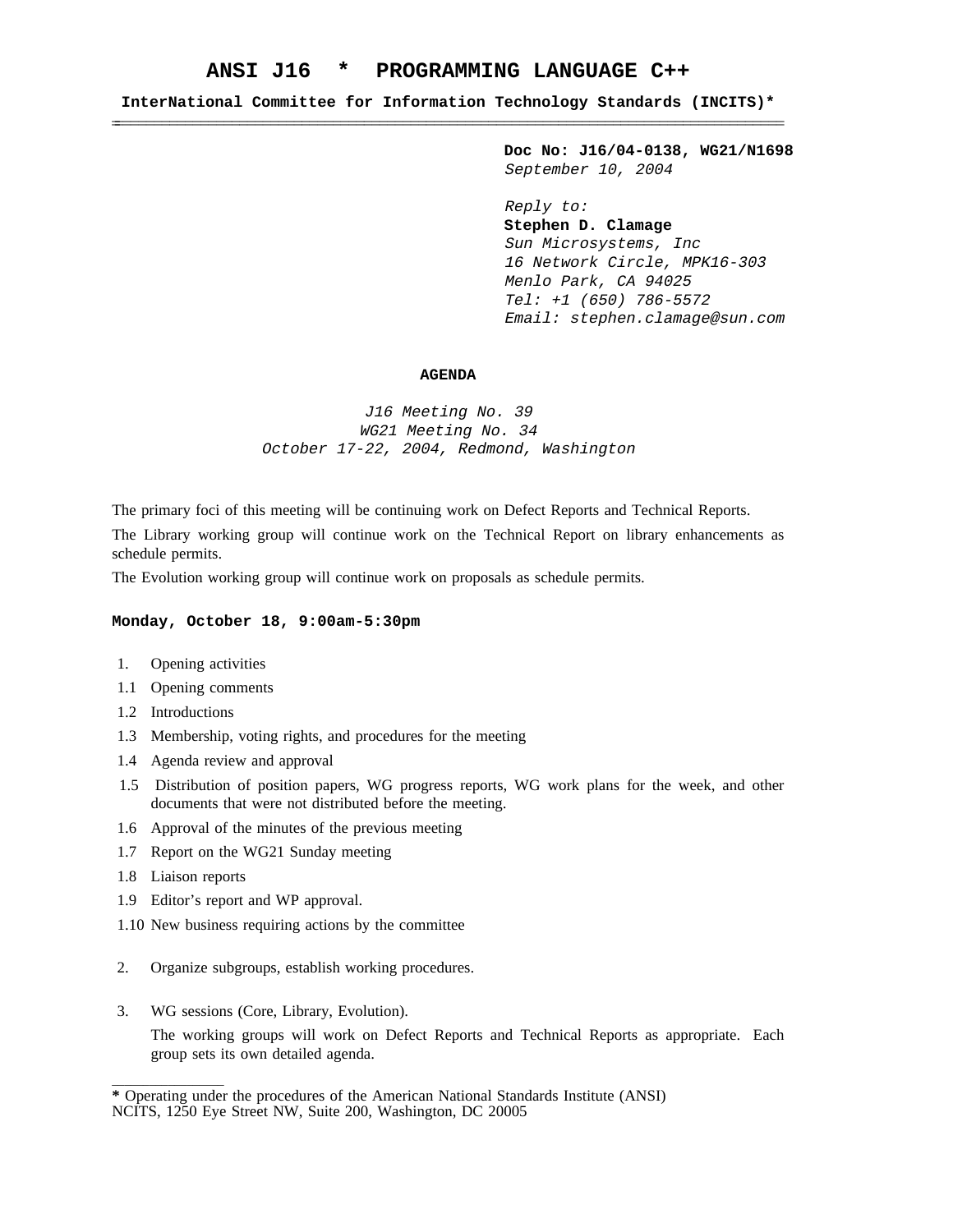# ANSI J16 * PROGRAMMING LANGUAGE C++

**InterNational Committee for Information Technology Standards (INCITS)***

---

**Doc No: J16/04-0138, WG21/N1698**
*September 10, 2004*

*Reply to:*
**Stephen D. Clamage**
*Sun Microsystems, Inc*
*16 Network Circle, MPK16-303*
*Menlo Park, CA 94025*
*Tel: +1 (650) 786-5572*
*Email: stephen.clamage@sun.com*

## AGENDA

*J16 Meeting No. 39*
*WG21 Meeting No. 34*
*October 17-22, 2004, Redmond, Washington*

The primary foci of this meeting will be continuing work on Defect Reports and Technical Reports.

The Library working group will continue work on the Technical Report on library enhancements as schedule permits.

The Evolution working group will continue work on proposals as schedule permits.

### Monday, October 18, 9:00am-5:30pm

1. Opening activities
1.1 Opening comments
1.2 Introductions
1.3 Membership, voting rights, and procedures for the meeting
1.4 Agenda review and approval
1.5 Distribution of position papers, WG progress reports, WG work plans for the week, and other documents that were not distributed before the meeting.
1.6 Approval of the minutes of the previous meeting
1.7 Report on the WG21 Sunday meeting
1.8 Liaison reports
1.9 Editor's report and WP approval.
1.10 New business requiring actions by the committee

2. Organize subgroups, establish working procedures.

3. WG sessions (Core, Library, Evolution).

   The working groups will work on Defect Reports and Technical Reports as appropriate. Each group sets its own detailed agenda.

---

**\*** Operating under the procedures of the American National Standards Institute (ANSI)
NCITS, 1250 Eye Street NW, Suite 200, Washington, DC 20005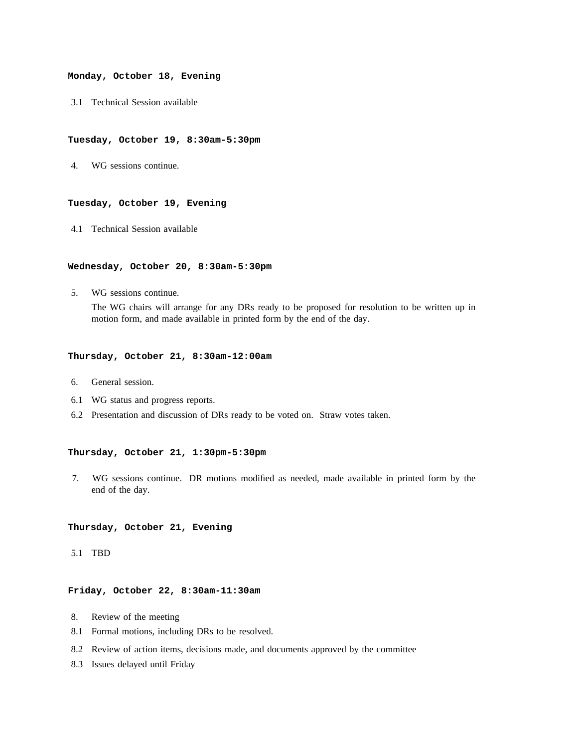**Monday, October 18, Evening**

3.1 Technical Session available

**Tuesday, October 19, 8:30am-5:30pm**

4. WG sessions continue.

**Tuesday, October 19, Evening**

4.1 Technical Session available

**Wednesday, October 20, 8:30am-5:30pm**

5. WG sessions continue.

   The WG chairs will arrange for any DRs ready to be proposed for resolution to be written up in motion form, and made available in printed form by the end of the day.

**Thursday, October 21, 8:30am-12:00am**

6. General session.

6.1 WG status and progress reports.

6.2 Presentation and discussion of DRs ready to be voted on. Straw votes taken.

**Thursday, October 21, 1:30pm-5:30pm**

7. WG sessions continue. DR motions modified as needed, made available in printed form by the end of the day.

**Thursday, October 21, Evening**

5.1 TBD

**Friday, October 22, 8:30am-11:30am**

8. Review of the meeting

8.1 Formal motions, including DRs to be resolved.

8.2 Review of action items, decisions made, and documents approved by the committee

8.3 Issues delayed until Friday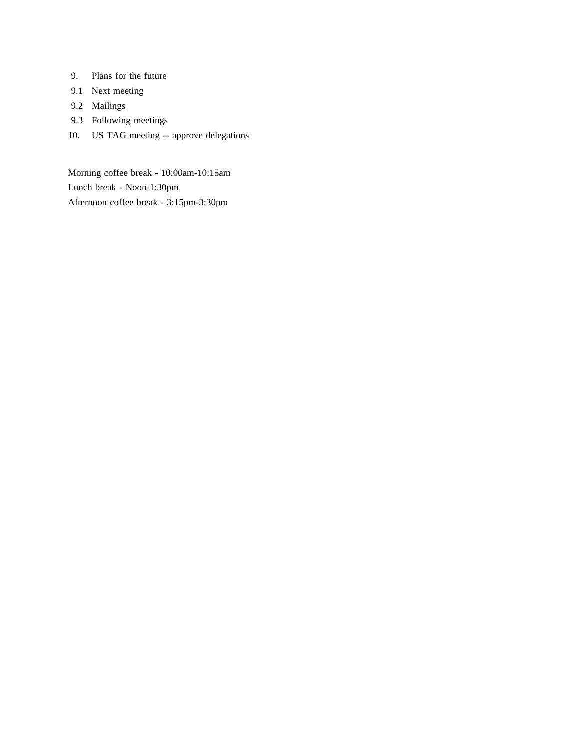9. Plans for the future

9.1 Next meeting

9.2 Mailings

9.3 Following meetings

10. US TAG meeting -- approve delegations

Morning coffee break - 10:00am-10:15am

Lunch break - Noon-1:30pm

Afternoon coffee break - 3:15pm-3:30pm